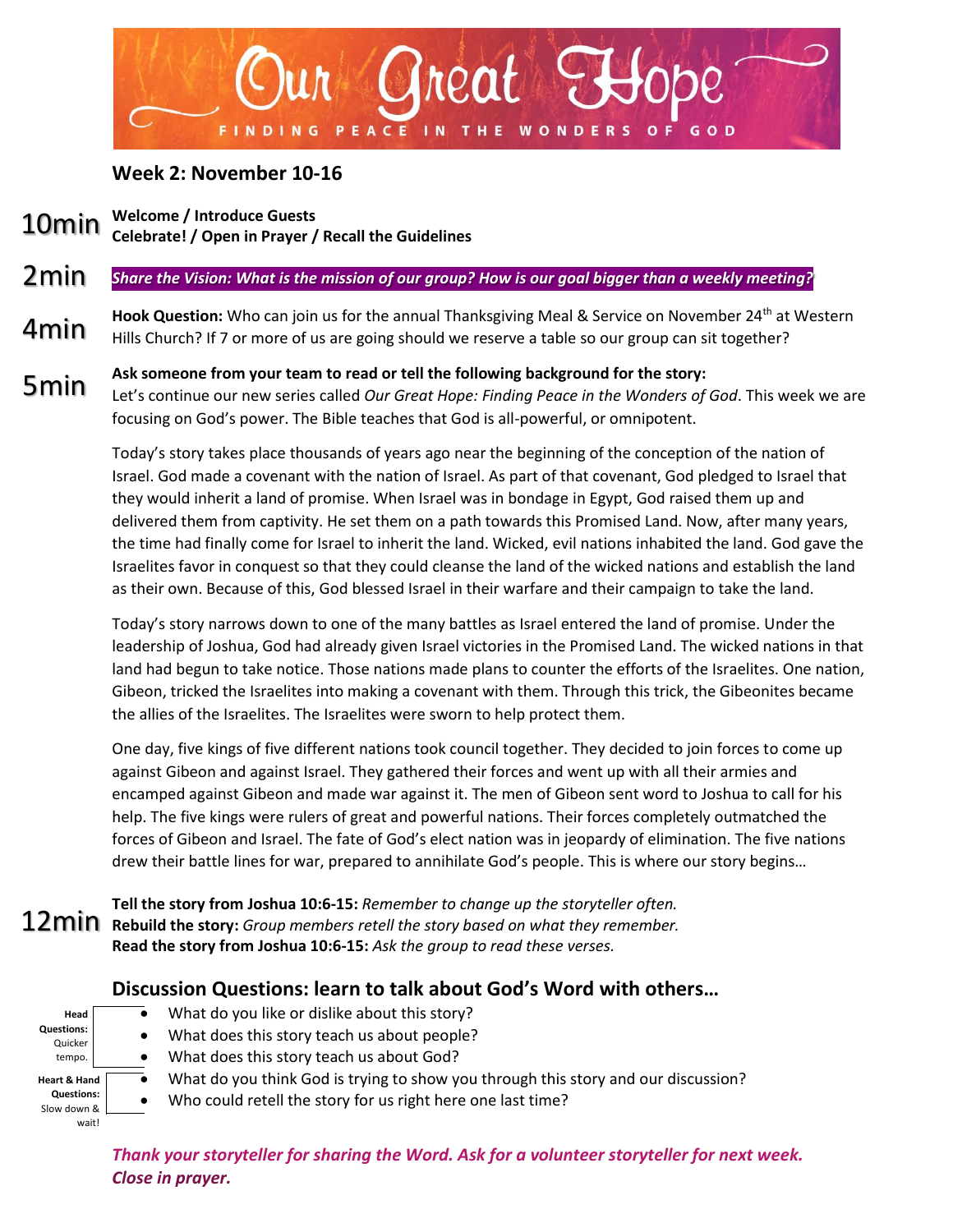# Our Great Hope

FINDING PEACE IN THE WONDERS OF GOD

## Week 2: November 10-16

10min **Welcome / Introduce Guests**
**Celebrate! / Open in Prayer / Recall the Guidelines**

2min ***Share the Vision: What is the mission of our group? How is our goal bigger than a weekly meeting?***

4min **Hook Question:** Who can join us for the annual Thanksgiving Meal & Service on November 24th at Western Hills Church? If 7 or more of us are going should we reserve a table so our group can sit together?

5min **Ask someone from your team to read or tell the following background for the story:**
Let's continue our new series called *Our Great Hope: Finding Peace in the Wonders of God*. This week we are focusing on God's power. The Bible teaches that God is all-powerful, or omnipotent.

Today's story takes place thousands of years ago near the beginning of the conception of the nation of Israel. God made a covenant with the nation of Israel. As part of that covenant, God pledged to Israel that they would inherit a land of promise. When Israel was in bondage in Egypt, God raised them up and delivered them from captivity. He set them on a path towards this Promised Land. Now, after many years, the time had finally come for Israel to inherit the land. Wicked, evil nations inhabited the land. God gave the Israelites favor in conquest so that they could cleanse the land of the wicked nations and establish the land as their own. Because of this, God blessed Israel in their warfare and their campaign to take the land.

Today's story narrows down to one of the many battles as Israel entered the land of promise. Under the leadership of Joshua, God had already given Israel victories in the Promised Land. The wicked nations in that land had begun to take notice. Those nations made plans to counter the efforts of the Israelites. One nation, Gibeon, tricked the Israelites into making a covenant with them. Through this trick, the Gibeonites became the allies of the Israelites. The Israelites were sworn to help protect them.

One day, five kings of five different nations took council together. They decided to join forces to come up against Gibeon and against Israel. They gathered their forces and went up with all their armies and encamped against Gibeon and made war against it. The men of Gibeon sent word to Joshua to call for his help. The five kings were rulers of great and powerful nations. Their forces completely outmatched the forces of Gibeon and Israel. The fate of God's elect nation was in jeopardy of elimination. The five nations drew their battle lines for war, prepared to annihilate God's people. This is where our story begins…

12min **Tell the story from Joshua 10:6-15:** *Remember to change up the storyteller often.*
**Rebuild the story:** *Group members retell the story based on what they remember.*
**Read the story from Joshua 10:6-15:** *Ask the group to read these verses.*

### Discussion Questions: learn to talk about God's Word with others…

**Head Questions:** Quicker tempo.

- What do you like or dislike about this story?
- What does this story teach us about people?
- What does this story teach us about God?

**Heart & Hand Questions:** Slow down & wait!

- What do you think God is trying to show you through this story and our discussion?
- Who could retell the story for us right here one last time?

***Thank your storyteller for sharing the Word. Ask for a volunteer storyteller for next week.***
***Close in prayer.***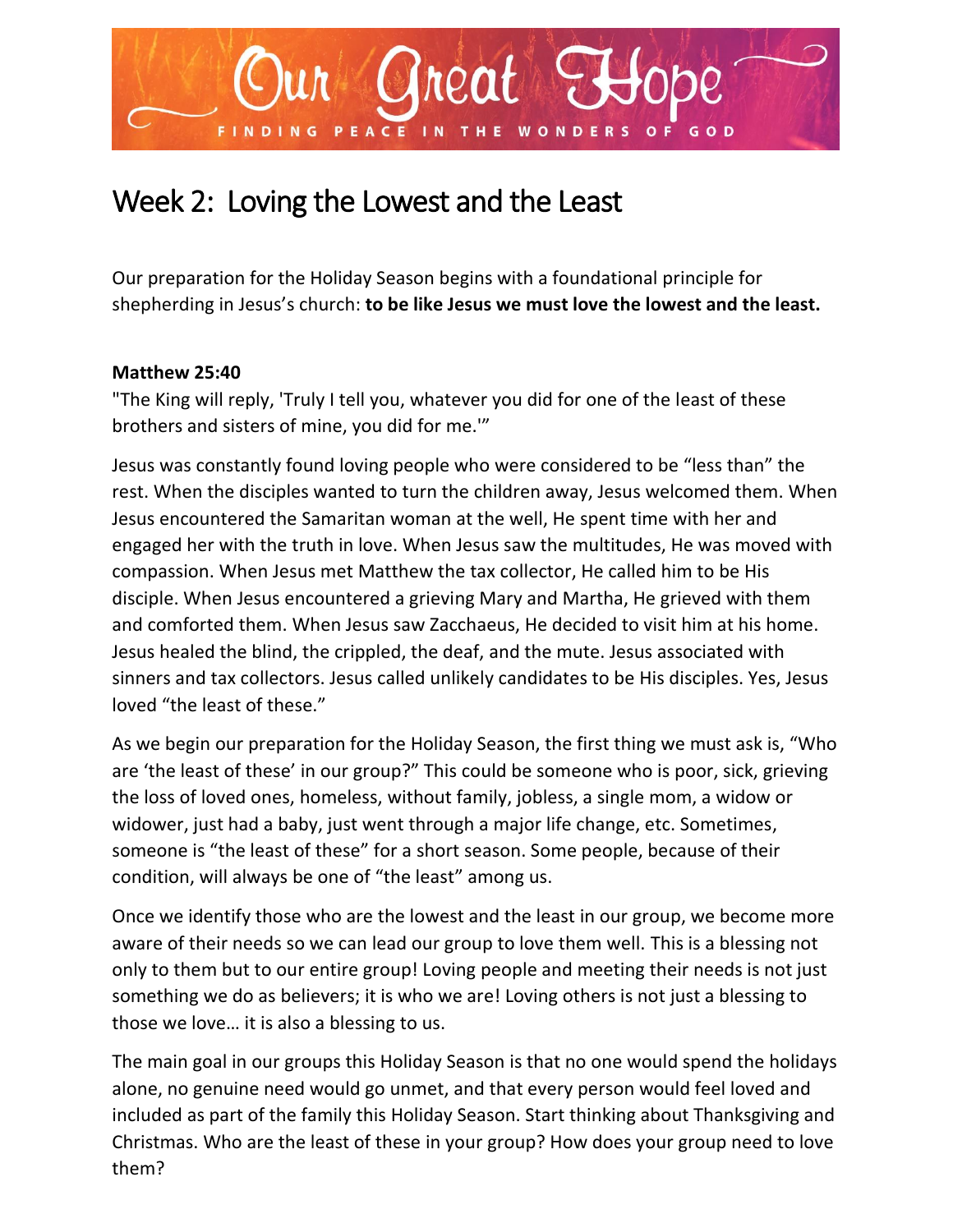# Our Great Hope

FINDING PEACE IN THE WONDERS OF GOD

## Week 2: Loving the Lowest and the Least

Our preparation for the Holiday Season begins with a foundational principle for shepherding in Jesus's church: **to be like Jesus we must love the lowest and the least.**

**Matthew 25:40**

"The King will reply, 'Truly I tell you, whatever you did for one of the least of these brothers and sisters of mine, you did for me.'"

Jesus was constantly found loving people who were considered to be "less than" the rest. When the disciples wanted to turn the children away, Jesus welcomed them. When Jesus encountered the Samaritan woman at the well, He spent time with her and engaged her with the truth in love. When Jesus saw the multitudes, He was moved with compassion. When Jesus met Matthew the tax collector, He called him to be His disciple. When Jesus encountered a grieving Mary and Martha, He grieved with them and comforted them. When Jesus saw Zacchaeus, He decided to visit him at his home. Jesus healed the blind, the crippled, the deaf, and the mute. Jesus associated with sinners and tax collectors. Jesus called unlikely candidates to be His disciples. Yes, Jesus loved "the least of these."

As we begin our preparation for the Holiday Season, the first thing we must ask is, "Who are 'the least of these' in our group?" This could be someone who is poor, sick, grieving the loss of loved ones, homeless, without family, jobless, a single mom, a widow or widower, just had a baby, just went through a major life change, etc. Sometimes, someone is "the least of these" for a short season. Some people, because of their condition, will always be one of "the least" among us.

Once we identify those who are the lowest and the least in our group, we become more aware of their needs so we can lead our group to love them well. This is a blessing not only to them but to our entire group! Loving people and meeting their needs is not just something we do as believers; it is who we are! Loving others is not just a blessing to those we love… it is also a blessing to us.

The main goal in our groups this Holiday Season is that no one would spend the holidays alone, no genuine need would go unmet, and that every person would feel loved and included as part of the family this Holiday Season. Start thinking about Thanksgiving and Christmas. Who are the least of these in your group? How does your group need to love them?